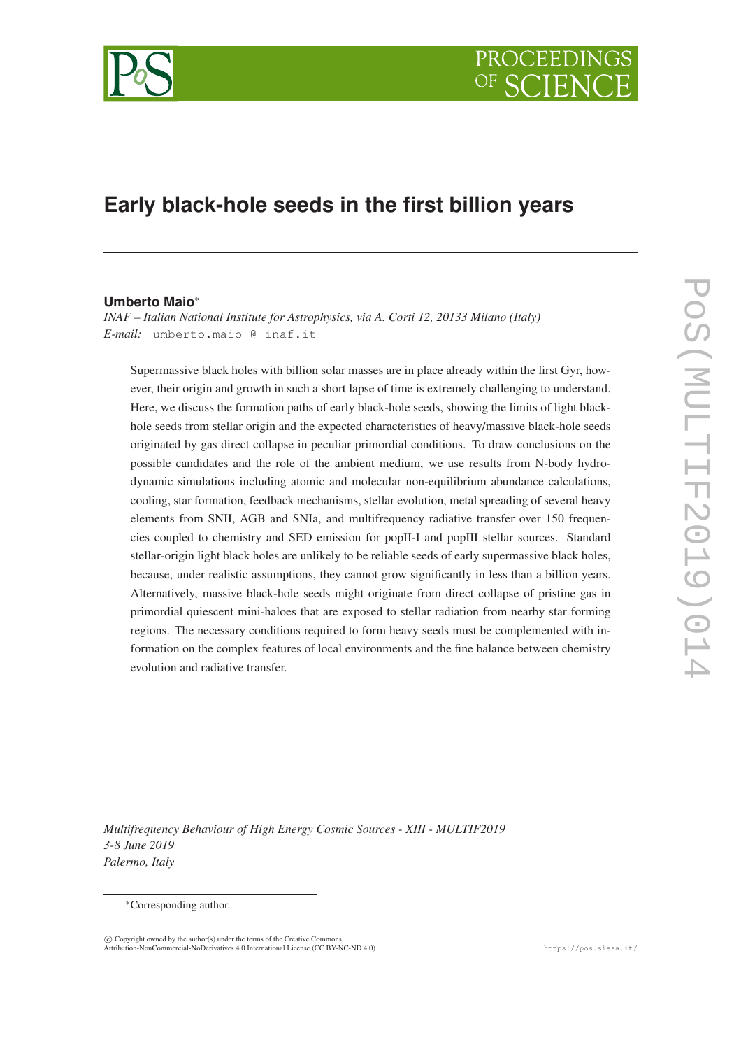# Early black-hole seeds in the first billion years

**Umberto Maio***

*INAF – Italian National Institute for Astrophysics, via A. Corti 12, 20133 Milano (Italy)*
*E-mail:* umberto.maio @ inaf.it

Supermassive black holes with billion solar masses are in place already within the first Gyr, however, their origin and growth in such a short lapse of time is extremely challenging to understand. Here, we discuss the formation paths of early black-hole seeds, showing the limits of light black-hole seeds from stellar origin and the expected characteristics of heavy/massive black-hole seeds originated by gas direct collapse in peculiar primordial conditions. To draw conclusions on the possible candidates and the role of the ambient medium, we use results from N-body hydrodynamic simulations including atomic and molecular non-equilibrium abundance calculations, cooling, star formation, feedback mechanisms, stellar evolution, metal spreading of several heavy elements from SNII, AGB and SNIa, and multifrequency radiative transfer over 150 frequencies coupled to chemistry and SED emission for popII-I and popIII stellar sources. Standard stellar-origin light black holes are unlikely to be reliable seeds of early supermassive black holes, because, under realistic assumptions, they cannot grow significantly in less than a billion years. Alternatively, massive black-hole seeds might originate from direct collapse of pristine gas in primordial quiescent mini-haloes that are exposed to stellar radiation from nearby star forming regions. The necessary conditions required to form heavy seeds must be complemented with information on the complex features of local environments and the fine balance between chemistry evolution and radiative transfer.

*Multifrequency Behaviour of High Energy Cosmic Sources - XIII - MULTIF2019*
*3-8 June 2019*
*Palermo, Italy*

*Corresponding author.

© Copyright owned by the author(s) under the terms of the Creative Commons Attribution-NonCommercial-NoDerivatives 4.0 International License (CC BY-NC-ND 4.0).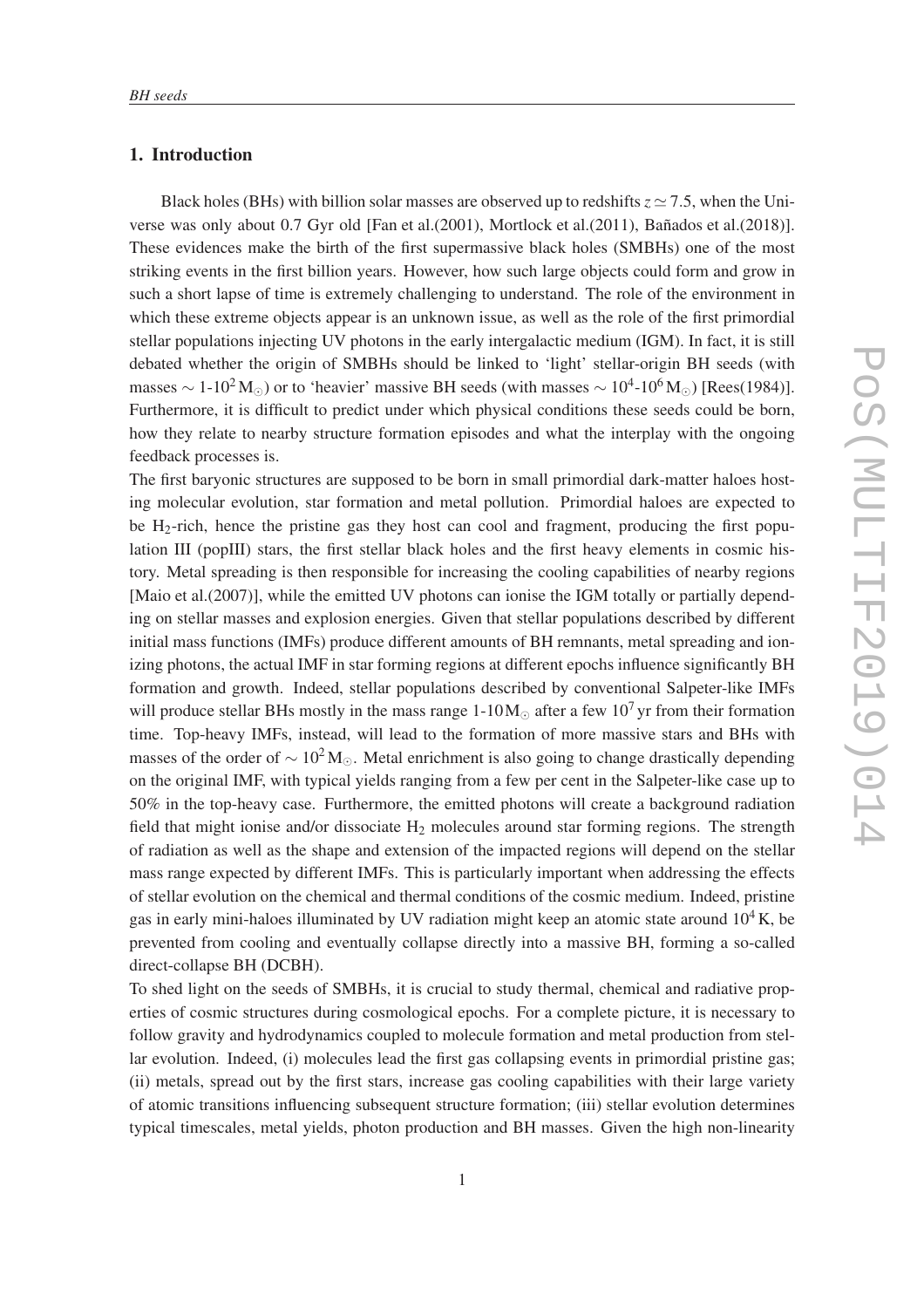## 1. Introduction

Black holes (BHs) with billion solar masses are observed up to redshifts $z \simeq 7.5$, when the Universe was only about 0.7 Gyr old [Fan et al.(2001), Mortlock et al.(2011), Bañados et al.(2018)]. These evidences make the birth of the first supermassive black holes (SMBHs) one of the most striking events in the first billion years. However, how such large objects could form and grow in such a short lapse of time is extremely challenging to understand. The role of the environment in which these extreme objects appear is an unknown issue, as well as the role of the first primordial stellar populations injecting UV photons in the early intergalactic medium (IGM). In fact, it is still debated whether the origin of SMBHs should be linked to 'light' stellar-origin BH seeds (with masses $\sim$ 1-$10^2\,M_\odot$) or to 'heavier' massive BH seeds (with masses $\sim 10^4$-$10^6\,M_\odot$) [Rees(1984)]. Furthermore, it is difficult to predict under which physical conditions these seeds could be born, how they relate to nearby structure formation episodes and what the interplay with the ongoing feedback processes is.

The first baryonic structures are supposed to be born in small primordial dark-matter haloes hosting molecular evolution, star formation and metal pollution. Primordial haloes are expected to be $H_2$-rich, hence the pristine gas they host can cool and fragment, producing the first population III (popIII) stars, the first stellar black holes and the first heavy elements in cosmic history. Metal spreading is then responsible for increasing the cooling capabilities of nearby regions [Maio et al.(2007)], while the emitted UV photons can ionise the IGM totally or partially depending on stellar masses and explosion energies. Given that stellar populations described by different initial mass functions (IMFs) produce different amounts of BH remnants, metal spreading and ionizing photons, the actual IMF in star forming regions at different epochs influence significantly BH formation and growth. Indeed, stellar populations described by conventional Salpeter-like IMFs will produce stellar BHs mostly in the mass range 1-$10\,M_\odot$ after a few $10^7$ yr from their formation time. Top-heavy IMFs, instead, will lead to the formation of more massive stars and BHs with masses of the order of $\sim 10^2\,M_\odot$. Metal enrichment is also going to change drastically depending on the original IMF, with typical yields ranging from a few per cent in the Salpeter-like case up to 50% in the top-heavy case. Furthermore, the emitted photons will create a background radiation field that might ionise and/or dissociate $H_2$ molecules around star forming regions. The strength of radiation as well as the shape and extension of the impacted regions will depend on the stellar mass range expected by different IMFs. This is particularly important when addressing the effects of stellar evolution on the chemical and thermal conditions of the cosmic medium. Indeed, pristine gas in early mini-haloes illuminated by UV radiation might keep an atomic state around $10^4$ K, be prevented from cooling and eventually collapse directly into a massive BH, forming a so-called direct-collapse BH (DCBH).

To shed light on the seeds of SMBHs, it is crucial to study thermal, chemical and radiative properties of cosmic structures during cosmological epochs. For a complete picture, it is necessary to follow gravity and hydrodynamics coupled to molecule formation and metal production from stellar evolution. Indeed, (i) molecules lead the first gas collapsing events in primordial pristine gas; (ii) metals, spread out by the first stars, increase gas cooling capabilities with their large variety of atomic transitions influencing subsequent structure formation; (iii) stellar evolution determines typical timescales, metal yields, photon production and BH masses. Given the high non-linearity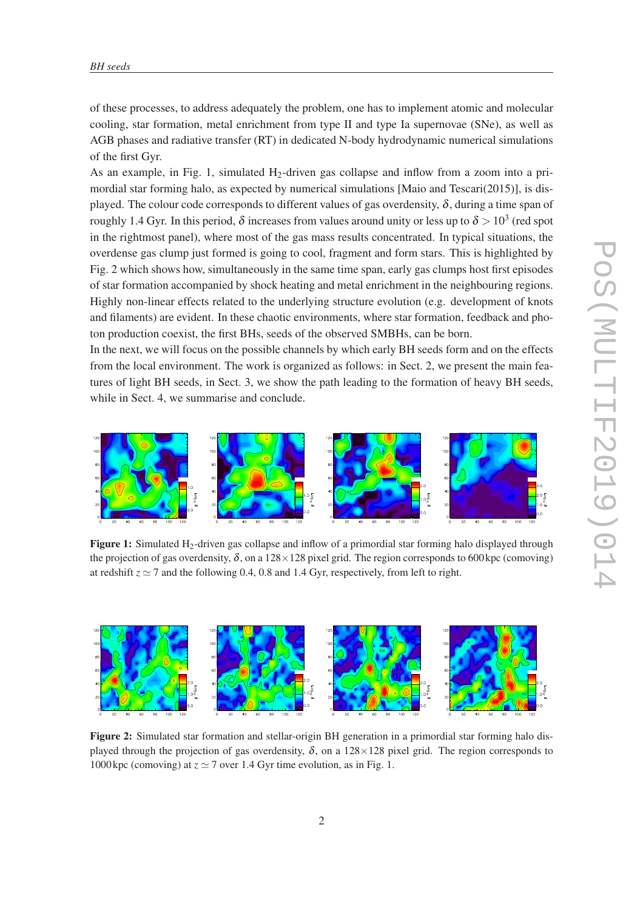of these processes, to address adequately the problem, one has to implement atomic and molecular cooling, star formation, metal enrichment from type II and type Ia supernovae (SNe), as well as AGB phases and radiative transfer (RT) in dedicated N-body hydrodynamic numerical simulations of the first Gyr.

As an example, in Fig. 1, simulated $H_2$-driven gas collapse and inflow from a zoom into a primordial star forming halo, as expected by numerical simulations [Maio and Tescari(2015)], is displayed. The colour code corresponds to different values of gas overdensity, $\delta$, during a time span of roughly 1.4 Gyr. In this period, $\delta$ increases from values around unity or less up to $\delta > 10^3$ (red spot in the rightmost panel), where most of the gas mass results concentrated. In typical situations, the overdense gas clump just formed is going to cool, fragment and form stars. This is highlighted by Fig. 2 which shows how, simultaneously in the same time span, early gas clumps host first episodes of star formation accompanied by shock heating and metal enrichment in the neighbouring regions. Highly non-linear effects related to the underlying structure evolution (e.g. development of knots and filaments) are evident. In these chaotic environments, where star formation, feedback and photon production coexist, the first BHs, seeds of the observed SMBHs, can be born.

In the next, we will focus on the possible channels by which early BH seeds form and on the effects from the local environment. The work is organized as follows: in Sect. 2, we present the main features of light BH seeds, in Sect. 3, we show the path leading to the formation of heavy BH seeds, while in Sect. 4, we summarise and conclude.

**Figure 1:** Simulated $H_2$-driven gas collapse and inflow of a primordial star forming halo displayed through the projection of gas overdensity, $\delta$, on a $128 \times 128$ pixel grid. The region corresponds to 600 kpc (comoving) at redshift $z \simeq 7$ and the following 0.4, 0.8 and 1.4 Gyr, respectively, from left to right.

**Figure 2:** Simulated star formation and stellar-origin BH generation in a primordial star forming halo displayed through the projection of gas overdensity, $\delta$, on a $128 \times 128$ pixel grid. The region corresponds to 1000 kpc (comoving) at $z \simeq 7$ over 1.4 Gyr time evolution, as in Fig. 1.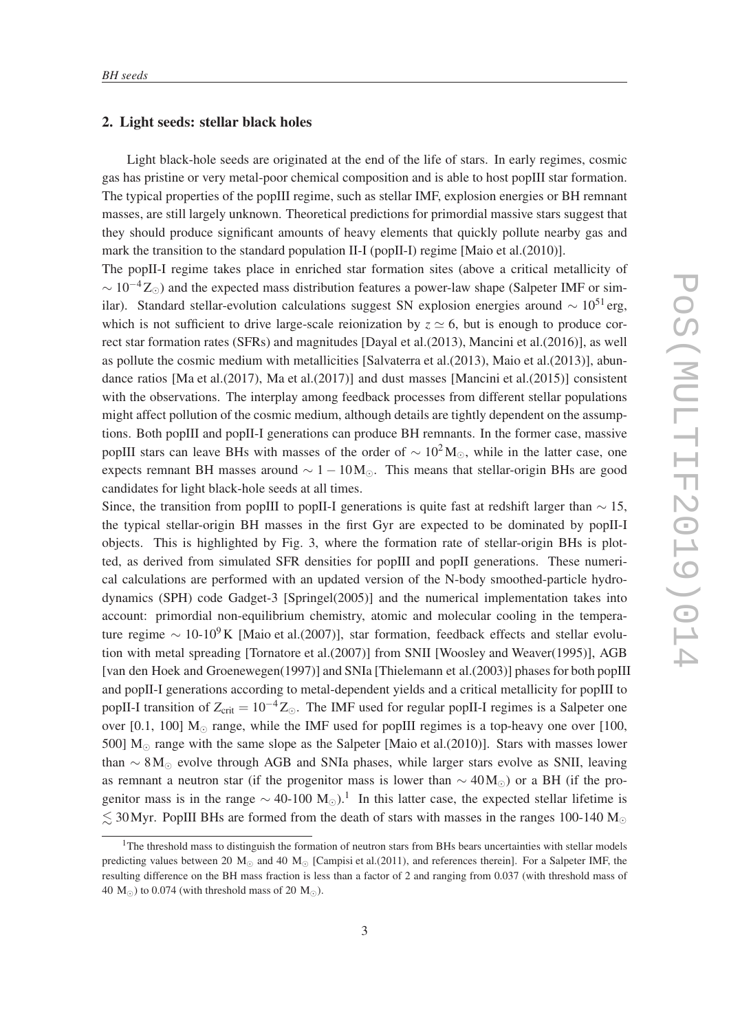## 2. Light seeds: stellar black holes

Light black-hole seeds are originated at the end of the life of stars. In early regimes, cosmic gas has pristine or very metal-poor chemical composition and is able to host popIII star formation. The typical properties of the popIII regime, such as stellar IMF, explosion energies or BH remnant masses, are still largely unknown. Theoretical predictions for primordial massive stars suggest that they should produce significant amounts of heavy elements that quickly pollute nearby gas and mark the transition to the standard population II-I (popII-I) regime [Maio et al.(2010)].

The popII-I regime takes place in enriched star formation sites (above a critical metallicity of $\sim 10^{-4} Z_{\odot}$) and the expected mass distribution features a power-law shape (Salpeter IMF or similar). Standard stellar-evolution calculations suggest SN explosion energies around $\sim 10^{51}$ erg, which is not sufficient to drive large-scale reionization by $z \simeq 6$, but is enough to produce correct star formation rates (SFRs) and magnitudes [Dayal et al.(2013), Mancini et al.(2016)], as well as pollute the cosmic medium with metallicities [Salvaterra et al.(2013), Maio et al.(2013)], abundance ratios [Ma et al.(2017), Ma et al.(2017)] and dust masses [Mancini et al.(2015)] consistent with the observations. The interplay among feedback processes from different stellar populations might affect pollution of the cosmic medium, although details are tightly dependent on the assumptions. Both popIII and popII-I generations can produce BH remnants. In the former case, massive popIII stars can leave BHs with masses of the order of $\sim 10^{2} M_{\odot}$, while in the latter case, one expects remnant BH masses around $\sim 1 - 10 M_{\odot}$. This means that stellar-origin BHs are good candidates for light black-hole seeds at all times.

Since, the transition from popIII to popII-I generations is quite fast at redshift larger than $\sim 15$, the typical stellar-origin BH masses in the first Gyr are expected to be dominated by popII-I objects. This is highlighted by Fig. 3, where the formation rate of stellar-origin BHs is plotted, as derived from simulated SFR densities for popIII and popII generations. These numerical calculations are performed with an updated version of the N-body smoothed-particle hydrodynamics (SPH) code Gadget-3 [Springel(2005)] and the numerical implementation takes into account: primordial non-equilibrium chemistry, atomic and molecular cooling in the temperature regime $\sim$ 10-$10^{9}$ K [Maio et al.(2007)], star formation, feedback effects and stellar evolution with metal spreading [Tornatore et al.(2007)] from SNII [Woosley and Weaver(1995)], AGB [van den Hoek and Groenewegen(1997)] and SNIa [Thielemann et al.(2003)] phases for both popIII and popII-I generations according to metal-dependent yields and a critical metallicity for popIII to popII-I transition of $Z_{\rm crit} = 10^{-4} Z_{\odot}$. The IMF used for regular popII-I regimes is a Salpeter one over [0.1, 100] $M_{\odot}$ range, while the IMF used for popIII regimes is a top-heavy one over [100, 500] $M_{\odot}$ range with the same slope as the Salpeter [Maio et al.(2010)]. Stars with masses lower than $\sim 8 M_{\odot}$ evolve through AGB and SNIa phases, while larger stars evolve as SNII, leaving as remnant a neutron star (if the progenitor mass is lower than $\sim 40 M_{\odot}$) or a BH (if the progenitor mass is in the range $\sim$ 40-100 $M_{\odot}$).[1] In this latter case, the expected stellar lifetime is $\lesssim 30$ Myr. PopIII BHs are formed from the death of stars with masses in the ranges 100-140 $M_{\odot}$

[1] The threshold mass to distinguish the formation of neutron stars from BHs bears uncertainties with stellar models predicting values between 20 $M_{\odot}$ and 40 $M_{\odot}$ [Campisi et al.(2011), and references therein]. For a Salpeter IMF, the resulting difference on the BH mass fraction is less than a factor of 2 and ranging from 0.037 (with threshold mass of 40 $M_{\odot}$) to 0.074 (with threshold mass of 20 $M_{\odot}$).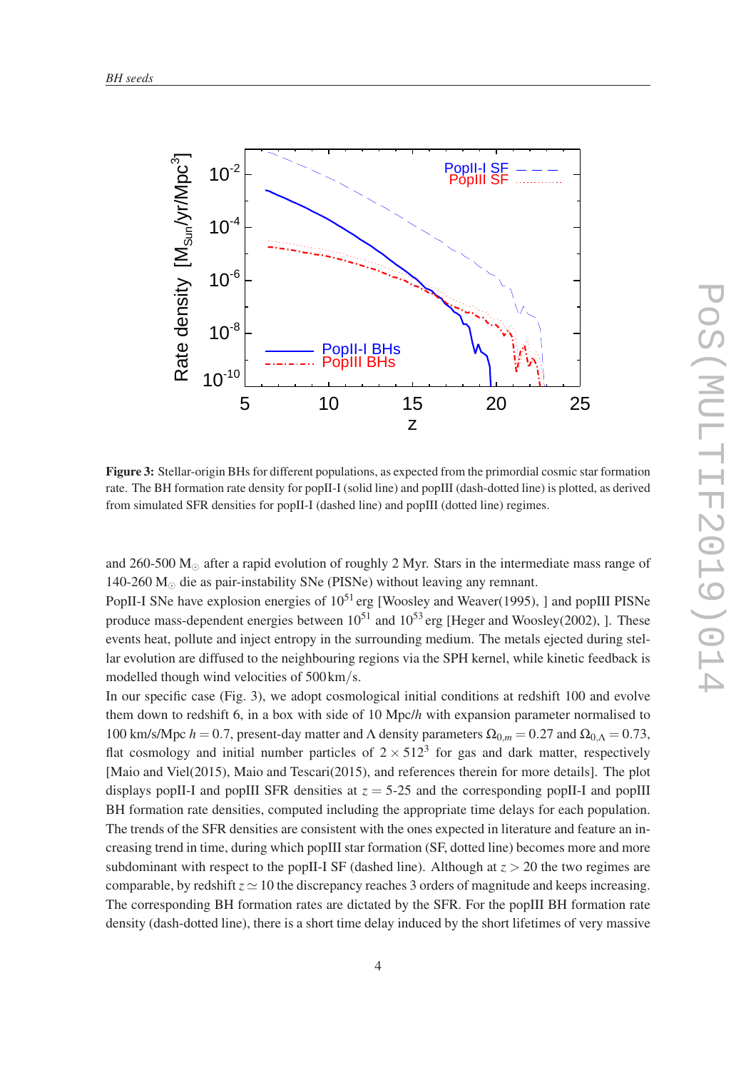**Figure 3:** Stellar-origin BHs for different populations, as expected from the primordial cosmic star formation rate. The BH formation rate density for popII-I (solid line) and popIII (dash-dotted line) is plotted, as derived from simulated SFR densities for popII-I (dashed line) and popIII (dotted line) regimes.

and 260-500 $M_{\odot}$ after a rapid evolution of roughly 2 Myr. Stars in the intermediate mass range of 140-260 $M_{\odot}$ die as pair-instability SNe (PISNe) without leaving any remnant.

PopII-I SNe have explosion energies of $10^{51}$ erg [Woosley and Weaver(1995), ] and popIII PISNe produce mass-dependent energies between $10^{51}$ and $10^{53}$ erg [Heger and Woosley(2002), ]. These events heat, pollute and inject entropy in the surrounding medium. The metals ejected during stellar evolution are diffused to the neighbouring regions via the SPH kernel, while kinetic feedback is modelled though wind velocities of $500\,\mathrm{km/s}$.

In our specific case (Fig. 3), we adopt cosmological initial conditions at redshift 100 and evolve them down to redshift 6, in a box with side of 10 Mpc/$h$ with expansion parameter normalised to 100 km/s/Mpc $h = 0.7$, present-day matter and $\Lambda$ density parameters $\Omega_{0,m} = 0.27$ and $\Omega_{0,\Lambda} = 0.73$, flat cosmology and initial number particles of $2 \times 512^3$ for gas and dark matter, respectively [Maio and Viel(2015), Maio and Tescari(2015), and references therein for more details]. The plot displays popII-I and popIII SFR densities at $z =$ 5-25 and the corresponding popII-I and popIII BH formation rate densities, computed including the appropriate time delays for each population. The trends of the SFR densities are consistent with the ones expected in literature and feature an increasing trend in time, during which popIII star formation (SF, dotted line) becomes more and more subdominant with respect to the popII-I SF (dashed line). Although at $z > 20$ the two regimes are comparable, by redshift $z \simeq 10$ the discrepancy reaches 3 orders of magnitude and keeps increasing. The corresponding BH formation rates are dictated by the SFR. For the popIII BH formation rate density (dash-dotted line), there is a short time delay induced by the short lifetimes of very massive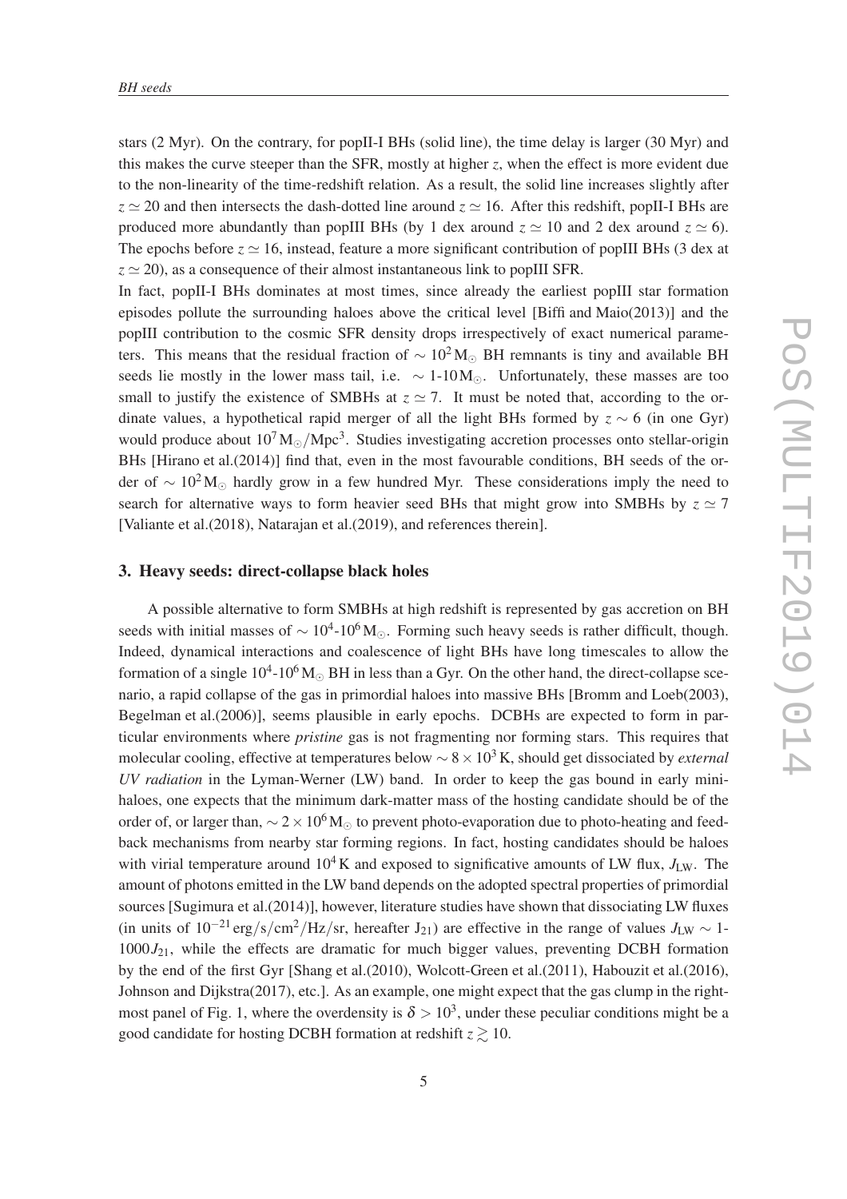stars (2 Myr). On the contrary, for popII-I BHs (solid line), the time delay is larger (30 Myr) and this makes the curve steeper than the SFR, mostly at higher $z$, when the effect is more evident due to the non-linearity of the time-redshift relation. As a result, the solid line increases slightly after $z \simeq 20$ and then intersects the dash-dotted line around $z \simeq 16$. After this redshift, popII-I BHs are produced more abundantly than popIII BHs (by 1 dex around $z \simeq 10$ and 2 dex around $z \simeq 6$). The epochs before $z \simeq 16$, instead, feature a more significant contribution of popIII BHs (3 dex at $z \simeq 20$), as a consequence of their almost instantaneous link to popIII SFR.

In fact, popII-I BHs dominates at most times, since already the earliest popIII star formation episodes pollute the surrounding haloes above the critical level [Biffi and Maio(2013)] and the popIII contribution to the cosmic SFR density drops irrespectively of exact numerical parameters. This means that the residual fraction of $\sim 10^2\,\mathrm{M}_\odot$ BH remnants is tiny and available BH seeds lie mostly in the lower mass tail, i.e. $\sim$ 1-10$\,\mathrm{M}_\odot$. Unfortunately, these masses are too small to justify the existence of SMBHs at $z \simeq 7$. It must be noted that, according to the ordinate values, a hypothetical rapid merger of all the light BHs formed by $z \sim 6$ (in one Gyr) would produce about $10^7\,\mathrm{M}_\odot/\mathrm{Mpc}^3$. Studies investigating accretion processes onto stellar-origin BHs [Hirano et al.(2014)] find that, even in the most favourable conditions, BH seeds of the order of $\sim 10^2\,\mathrm{M}_\odot$ hardly grow in a few hundred Myr. These considerations imply the need to search for alternative ways to form heavier seed BHs that might grow into SMBHs by $z \simeq 7$ [Valiante et al.(2018), Natarajan et al.(2019), and references therein].

## 3. Heavy seeds: direct-collapse black holes

A possible alternative to form SMBHs at high redshift is represented by gas accretion on BH seeds with initial masses of $\sim 10^4$-$10^6\,\mathrm{M}_\odot$. Forming such heavy seeds is rather difficult, though. Indeed, dynamical interactions and coalescence of light BHs have long timescales to allow the formation of a single $10^4$-$10^6\,\mathrm{M}_\odot$ BH in less than a Gyr. On the other hand, the direct-collapse scenario, a rapid collapse of the gas in primordial haloes into massive BHs [Bromm and Loeb(2003), Begelman et al.(2006)], seems plausible in early epochs. DCBHs are expected to form in particular environments where *pristine* gas is not fragmenting nor forming stars. This requires that molecular cooling, effective at temperatures below $\sim 8\times 10^3\,\mathrm{K}$, should get dissociated by *external UV radiation* in the Lyman-Werner (LW) band. In order to keep the gas bound in early minihaloes, one expects that the minimum dark-matter mass of the hosting candidate should be of the order of, or larger than, $\sim 2\times 10^6\,\mathrm{M}_\odot$ to prevent photo-evaporation due to photo-heating and feedback mechanisms from nearby star forming regions. In fact, hosting candidates should be haloes with virial temperature around $10^4\,\mathrm{K}$ and exposed to significative amounts of LW flux, $J_{\mathrm{LW}}$. The amount of photons emitted in the LW band depends on the adopted spectral properties of primordial sources [Sugimura et al.(2014)], however, literature studies have shown that dissociating LW fluxes (in units of $10^{-21}\,\mathrm{erg/s/cm^2/Hz/sr}$, hereafter $\mathrm{J}_{21}$) are effective in the range of values $J_{\mathrm{LW}} \sim$ 1-$1000\,J_{21}$, while the effects are dramatic for much bigger values, preventing DCBH formation by the end of the first Gyr [Shang et al.(2010), Wolcott-Green et al.(2011), Habouzit et al.(2016), Johnson and Dijkstra(2017), etc.]. As an example, one might expect that the gas clump in the rightmost panel of Fig. 1, where the overdensity is $\delta > 10^3$, under these peculiar conditions might be a good candidate for hosting DCBH formation at redshift $z \gtrsim 10$.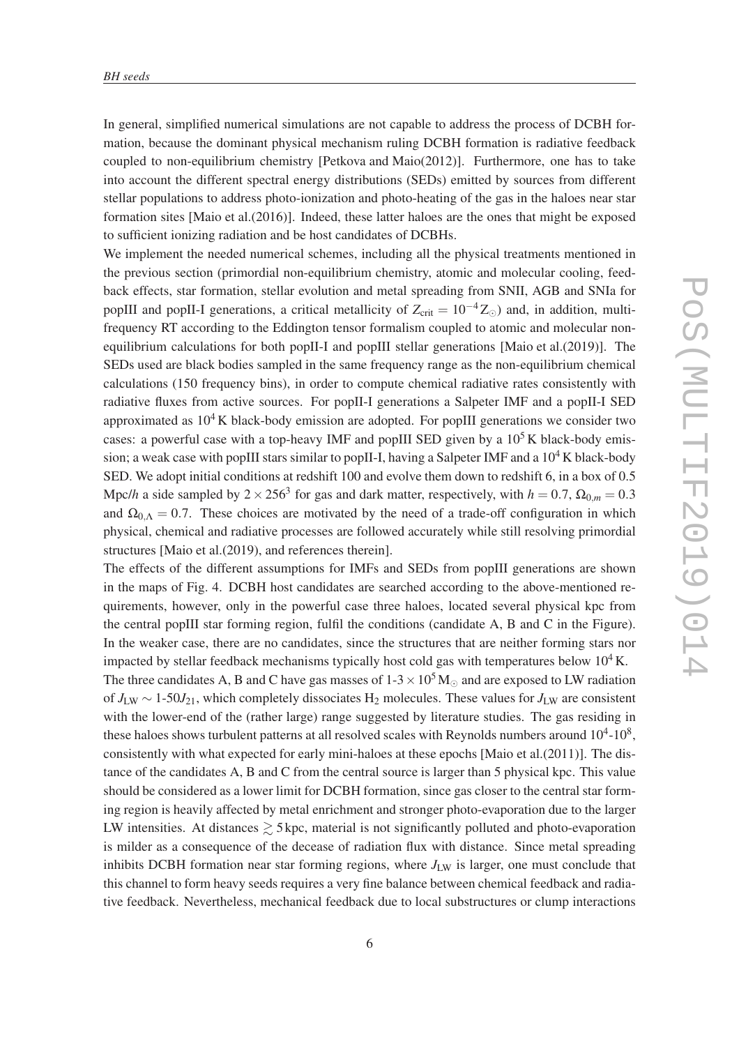In general, simplified numerical simulations are not capable to address the process of DCBH formation, because the dominant physical mechanism ruling DCBH formation is radiative feedback coupled to non-equilibrium chemistry [Petkova and Maio(2012)]. Furthermore, one has to take into account the different spectral energy distributions (SEDs) emitted by sources from different stellar populations to address photo-ionization and photo-heating of the gas in the haloes near star formation sites [Maio et al.(2016)]. Indeed, these latter haloes are the ones that might be exposed to sufficient ionizing radiation and be host candidates of DCBHs.

We implement the needed numerical schemes, including all the physical treatments mentioned in the previous section (primordial non-equilibrium chemistry, atomic and molecular cooling, feedback effects, star formation, stellar evolution and metal spreading from SNII, AGB and SNIa for popIII and popII-I generations, a critical metallicity of $Z_{\rm crit} = 10^{-4}\,Z_{\odot}$) and, in addition, multi-frequency RT according to the Eddington tensor formalism coupled to atomic and molecular non-equilibrium calculations for both popII-I and popIII stellar generations [Maio et al.(2019)]. The SEDs used are black bodies sampled in the same frequency range as the non-equilibrium chemical calculations (150 frequency bins), in order to compute chemical radiative rates consistently with radiative fluxes from active sources. For popII-I generations a Salpeter IMF and a popII-I SED approximated as $10^4\,$K black-body emission are adopted. For popIII generations we consider two cases: a powerful case with a top-heavy IMF and popIII SED given by a $10^5\,$K black-body emission; a weak case with popIII stars similar to popII-I, having a Salpeter IMF and a $10^4\,$K black-body SED. We adopt initial conditions at redshift 100 and evolve them down to redshift 6, in a box of 0.5 Mpc/$h$ a side sampled by $2 \times 256^3$ for gas and dark matter, respectively, with $h = 0.7$, $\Omega_{0,m} = 0.3$ and $\Omega_{0,\Lambda} = 0.7$. These choices are motivated by the need of a trade-off configuration in which physical, chemical and radiative processes are followed accurately while still resolving primordial structures [Maio et al.(2019), and references therein].

The effects of the different assumptions for IMFs and SEDs from popIII generations are shown in the maps of Fig. 4. DCBH host candidates are searched according to the above-mentioned requirements, however, only in the powerful case three haloes, located several physical kpc from the central popIII star forming region, fulfil the conditions (candidate A, B and C in the Figure). In the weaker case, there are no candidates, since the structures that are neither forming stars nor impacted by stellar feedback mechanisms typically host cold gas with temperatures below $10^4\,$K.

The three candidates A, B and C have gas masses of 1-3 $\times\, 10^5\,\rm M_{\odot}$ and are exposed to LW radiation of $J_{\rm LW} \sim$ 1-50$J_{21}$, which completely dissociates $\rm H_2$ molecules. These values for $J_{\rm LW}$ are consistent with the lower-end of the (rather large) range suggested by literature studies. The gas residing in these haloes shows turbulent patterns at all resolved scales with Reynolds numbers around $10^4$-$10^8$, consistently with what expected for early mini-haloes at these epochs [Maio et al.(2011)]. The distance of the candidates A, B and C from the central source is larger than 5 physical kpc. This value should be considered as a lower limit for DCBH formation, since gas closer to the central star forming region is heavily affected by metal enrichment and stronger photo-evaporation due to the larger LW intensities. At distances $\gtrsim 5\,$kpc, material is not significantly polluted and photo-evaporation is milder as a consequence of the decease of radiation flux with distance. Since metal spreading inhibits DCBH formation near star forming regions, where $J_{\rm LW}$ is larger, one must conclude that this channel to form heavy seeds requires a very fine balance between chemical feedback and radiative feedback. Nevertheless, mechanical feedback due to local substructures or clump interactions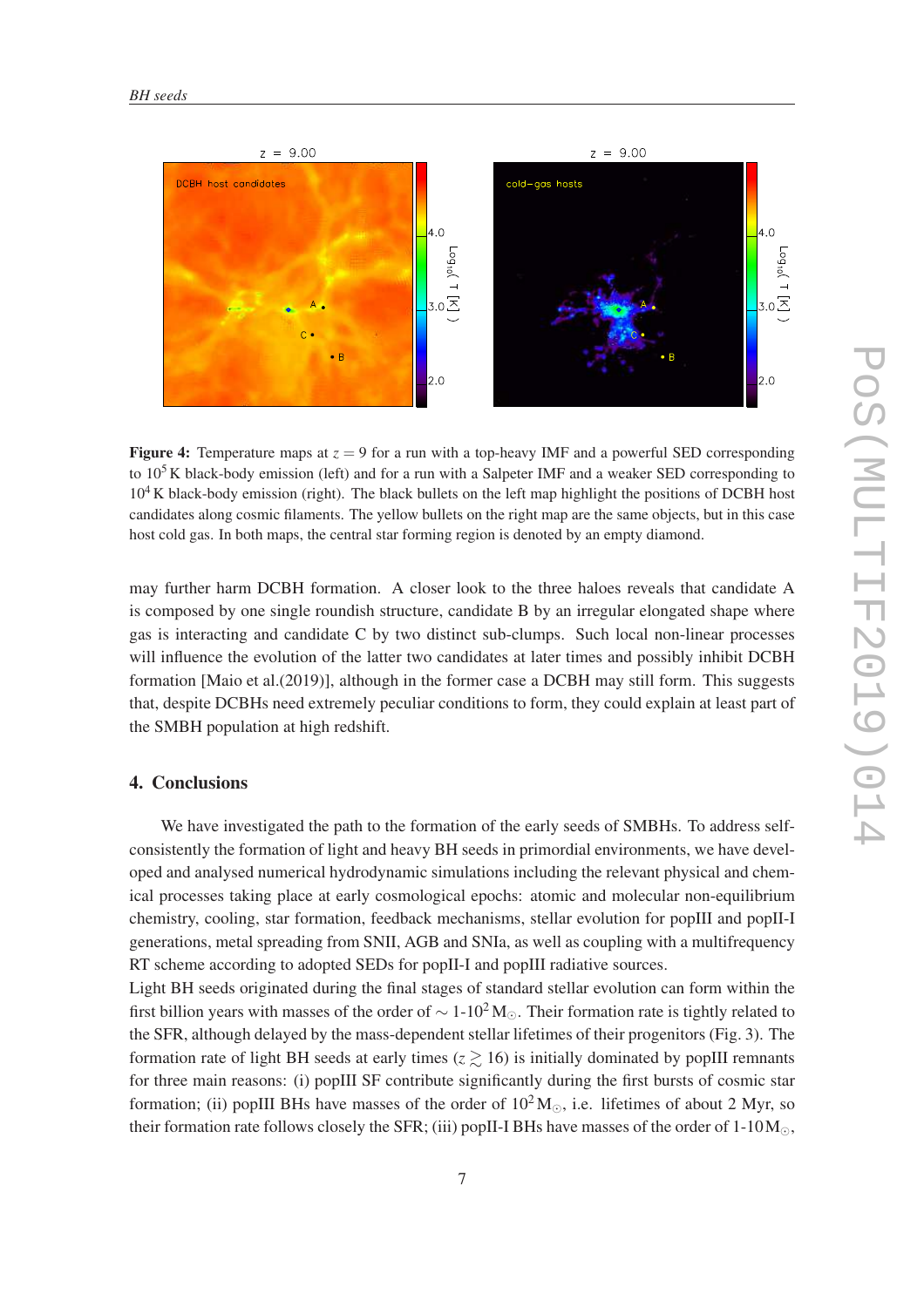**Figure 4:** Temperature maps at $z = 9$ for a run with a top-heavy IMF and a powerful SED corresponding to $10^5$ K black-body emission (left) and for a run with a Salpeter IMF and a weaker SED corresponding to $10^4$ K black-body emission (right). The black bullets on the left map highlight the positions of DCBH host candidates along cosmic filaments. The yellow bullets on the right map are the same objects, but in this case host cold gas. In both maps, the central star forming region is denoted by an empty diamond.

may further harm DCBH formation. A closer look to the three haloes reveals that candidate A is composed by one single roundish structure, candidate B by an irregular elongated shape where gas is interacting and candidate C by two distinct sub-clumps. Such local non-linear processes will influence the evolution of the latter two candidates at later times and possibly inhibit DCBH formation [Maio et al.(2019)], although in the former case a DCBH may still form. This suggests that, despite DCBHs need extremely peculiar conditions to form, they could explain at least part of the SMBH population at high redshift.

## 4. Conclusions

We have investigated the path to the formation of the early seeds of SMBHs. To address self-consistently the formation of light and heavy BH seeds in primordial environments, we have developed and analysed numerical hydrodynamic simulations including the relevant physical and chemical processes taking place at early cosmological epochs: atomic and molecular non-equilibrium chemistry, cooling, star formation, feedback mechanisms, stellar evolution for popIII and popII-I generations, metal spreading from SNII, AGB and SNIa, as well as coupling with a multifrequency RT scheme according to adopted SEDs for popII-I and popIII radiative sources.

Light BH seeds originated during the final stages of standard stellar evolution can form within the first billion years with masses of the order of $\sim$ 1-$10^2\,\mathrm{M}_\odot$. Their formation rate is tightly related to the SFR, although delayed by the mass-dependent stellar lifetimes of their progenitors (Fig. 3). The formation rate of light BH seeds at early times ($z \gtrsim 16$) is initially dominated by popIII remnants for three main reasons: (i) popIII SF contribute significantly during the first bursts of cosmic star formation; (ii) popIII BHs have masses of the order of $10^2\,\mathrm{M}_\odot$, i.e. lifetimes of about 2 Myr, so their formation rate follows closely the SFR; (iii) popII-I BHs have masses of the order of 1-$10\,\mathrm{M}_\odot$,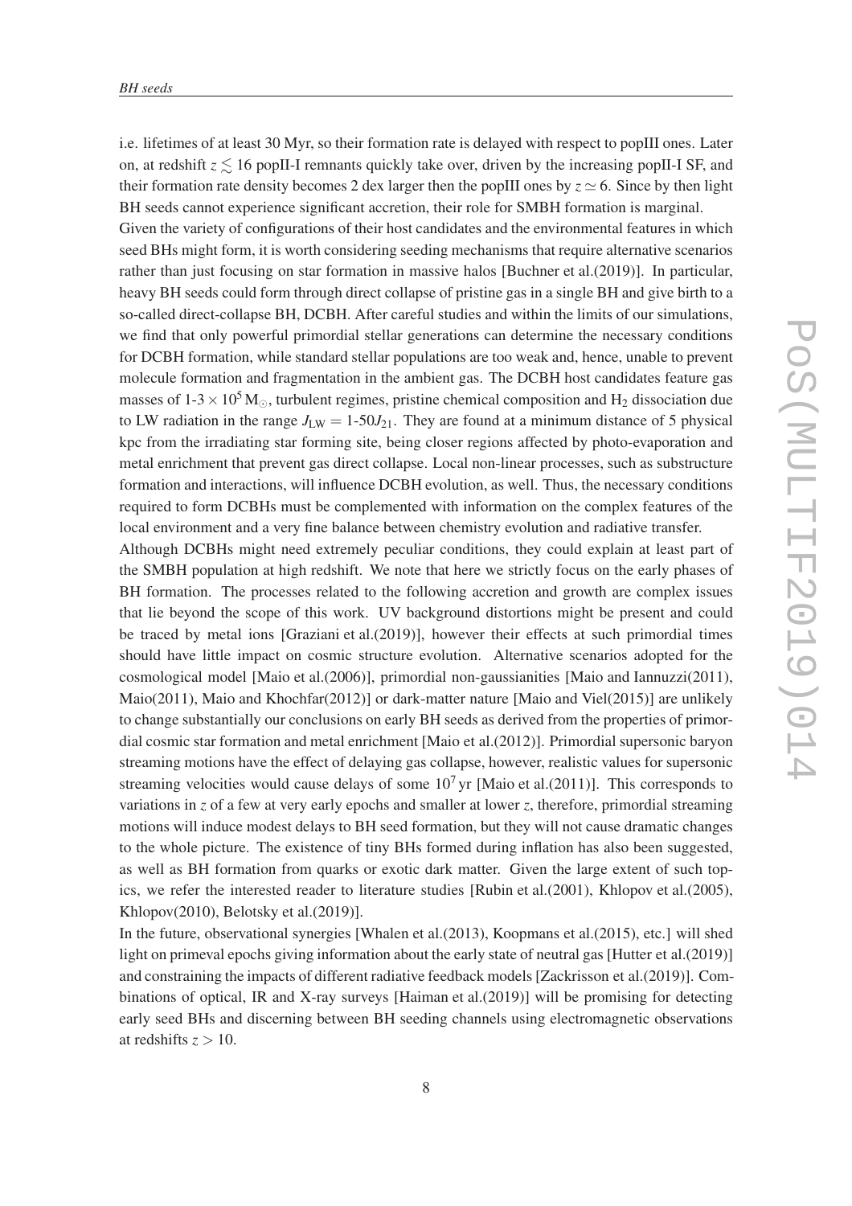i.e. lifetimes of at least 30 Myr, so their formation rate is delayed with respect to popIII ones. Later on, at redshift $z \lesssim 16$ popII-I remnants quickly take over, driven by the increasing popII-I SF, and their formation rate density becomes 2 dex larger then the popIII ones by $z \simeq 6$. Since by then light BH seeds cannot experience significant accretion, their role for SMBH formation is marginal.

Given the variety of configurations of their host candidates and the environmental features in which seed BHs might form, it is worth considering seeding mechanisms that require alternative scenarios rather than just focusing on star formation in massive halos [Buchner et al.(2019)]. In particular, heavy BH seeds could form through direct collapse of pristine gas in a single BH and give birth to a so-called direct-collapse BH, DCBH. After careful studies and within the limits of our simulations, we find that only powerful primordial stellar generations can determine the necessary conditions for DCBH formation, while standard stellar populations are too weak and, hence, unable to prevent molecule formation and fragmentation in the ambient gas. The DCBH host candidates feature gas masses of 1-3 $\times 10^5\,\mathrm{M}_\odot$, turbulent regimes, pristine chemical composition and $H_2$ dissociation due to LW radiation in the range $J_{\rm LW}$ = 1-50$J_{21}$. They are found at a minimum distance of 5 physical kpc from the irradiating star forming site, being closer regions affected by photo-evaporation and metal enrichment that prevent gas direct collapse. Local non-linear processes, such as substructure formation and interactions, will influence DCBH evolution, as well. Thus, the necessary conditions required to form DCBHs must be complemented with information on the complex features of the local environment and a very fine balance between chemistry evolution and radiative transfer.

Although DCBHs might need extremely peculiar conditions, they could explain at least part of the SMBH population at high redshift. We note that here we strictly focus on the early phases of BH formation. The processes related to the following accretion and growth are complex issues that lie beyond the scope of this work. UV background distortions might be present and could be traced by metal ions [Graziani et al.(2019)], however their effects at such primordial times should have little impact on cosmic structure evolution. Alternative scenarios adopted for the cosmological model [Maio et al.(2006)], primordial non-gaussianities [Maio and Iannuzzi(2011), Maio(2011), Maio and Khochfar(2012)] or dark-matter nature [Maio and Viel(2015)] are unlikely to change substantially our conclusions on early BH seeds as derived from the properties of primordial cosmic star formation and metal enrichment [Maio et al.(2012)]. Primordial supersonic baryon streaming motions have the effect of delaying gas collapse, however, realistic values for supersonic streaming velocities would cause delays of some $10^7$ yr [Maio et al.(2011)]. This corresponds to variations in $z$ of a few at very early epochs and smaller at lower $z$, therefore, primordial streaming motions will induce modest delays to BH seed formation, but they will not cause dramatic changes to the whole picture. The existence of tiny BHs formed during inflation has also been suggested, as well as BH formation from quarks or exotic dark matter. Given the large extent of such topics, we refer the interested reader to literature studies [Rubin et al.(2001), Khlopov et al.(2005), Khlopov(2010), Belotsky et al.(2019)].

In the future, observational synergies [Whalen et al.(2013), Koopmans et al.(2015), etc.] will shed light on primeval epochs giving information about the early state of neutral gas [Hutter et al.(2019)] and constraining the impacts of different radiative feedback models [Zackrisson et al.(2019)]. Combinations of optical, IR and X-ray surveys [Haiman et al.(2019)] will be promising for detecting early seed BHs and discerning between BH seeding channels using electromagnetic observations at redshifts $z > 10$.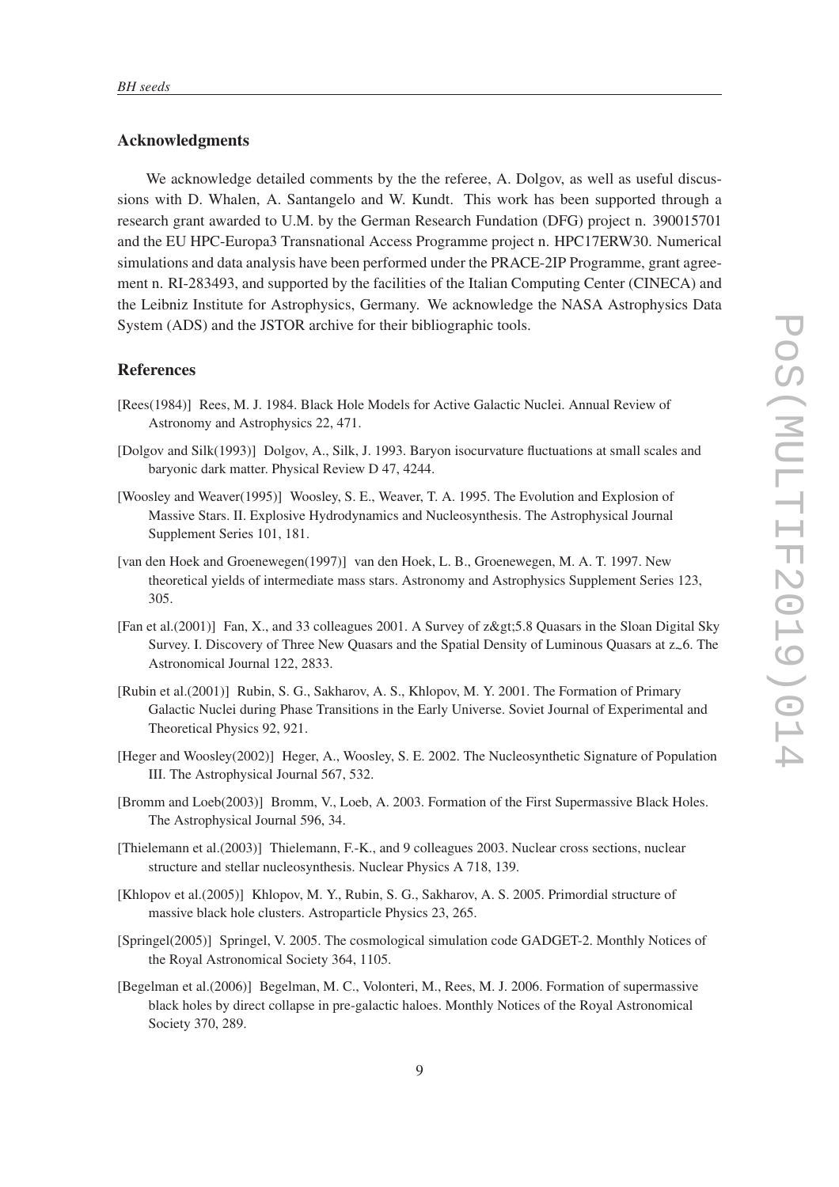## Acknowledgments

We acknowledge detailed comments by the the referee, A. Dolgov, as well as useful discussions with D. Whalen, A. Santangelo and W. Kundt. This work has been supported through a research grant awarded to U.M. by the German Research Fundation (DFG) project n. 390015701 and the EU HPC-Europa3 Transnational Access Programme project n. HPC17ERW30. Numerical simulations and data analysis have been performed under the PRACE-2IP Programme, grant agreement n. RI-283493, and supported by the facilities of the Italian Computing Center (CINECA) and the Leibniz Institute for Astrophysics, Germany. We acknowledge the NASA Astrophysics Data System (ADS) and the JSTOR archive for their bibliographic tools.

## References

[Rees(1984)] Rees, M. J. 1984. Black Hole Models for Active Galactic Nuclei. Annual Review of Astronomy and Astrophysics 22, 471.

[Dolgov and Silk(1993)] Dolgov, A., Silk, J. 1993. Baryon isocurvature fluctuations at small scales and baryonic dark matter. Physical Review D 47, 4244.

[Woosley and Weaver(1995)] Woosley, S. E., Weaver, T. A. 1995. The Evolution and Explosion of Massive Stars. II. Explosive Hydrodynamics and Nucleosynthesis. The Astrophysical Journal Supplement Series 101, 181.

[van den Hoek and Groenewegen(1997)] van den Hoek, L. B., Groenewegen, M. A. T. 1997. New theoretical yields of intermediate mass stars. Astronomy and Astrophysics Supplement Series 123, 305.

[Fan et al.(2001)] Fan, X., and 33 colleagues 2001. A Survey of z&gt;5.8 Quasars in the Sloan Digital Sky Survey. I. Discovery of Three New Quasars and the Spatial Density of Luminous Quasars at z~6. The Astronomical Journal 122, 2833.

[Rubin et al.(2001)] Rubin, S. G., Sakharov, A. S., Khlopov, M. Y. 2001. The Formation of Primary Galactic Nuclei during Phase Transitions in the Early Universe. Soviet Journal of Experimental and Theoretical Physics 92, 921.

[Heger and Woosley(2002)] Heger, A., Woosley, S. E. 2002. The Nucleosynthetic Signature of Population III. The Astrophysical Journal 567, 532.

[Bromm and Loeb(2003)] Bromm, V., Loeb, A. 2003. Formation of the First Supermassive Black Holes. The Astrophysical Journal 596, 34.

[Thielemann et al.(2003)] Thielemann, F.-K., and 9 colleagues 2003. Nuclear cross sections, nuclear structure and stellar nucleosynthesis. Nuclear Physics A 718, 139.

[Khlopov et al.(2005)] Khlopov, M. Y., Rubin, S. G., Sakharov, A. S. 2005. Primordial structure of massive black hole clusters. Astroparticle Physics 23, 265.

[Springel(2005)] Springel, V. 2005. The cosmological simulation code GADGET-2. Monthly Notices of the Royal Astronomical Society 364, 1105.

[Begelman et al.(2006)] Begelman, M. C., Volonteri, M., Rees, M. J. 2006. Formation of supermassive black holes by direct collapse in pre-galactic haloes. Monthly Notices of the Royal Astronomical Society 370, 289.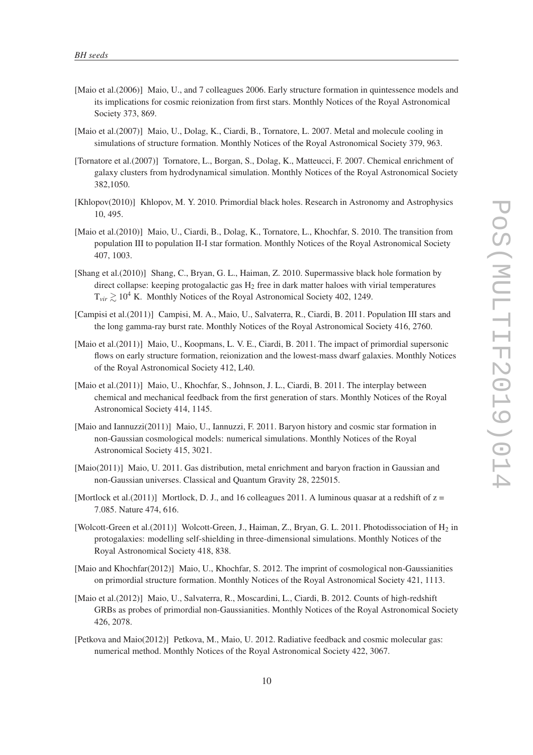[Maio et al.(2006)] Maio, U., and 7 colleagues 2006. Early structure formation in quintessence models and its implications for cosmic reionization from first stars. Monthly Notices of the Royal Astronomical Society 373, 869.

[Maio et al.(2007)] Maio, U., Dolag, K., Ciardi, B., Tornatore, L. 2007. Metal and molecule cooling in simulations of structure formation. Monthly Notices of the Royal Astronomical Society 379, 963.

[Tornatore et al.(2007)] Tornatore, L., Borgan, S., Dolag, K., Matteucci, F. 2007. Chemical enrichment of galaxy clusters from hydrodynamical simulation. Monthly Notices of the Royal Astronomical Society 382,1050.

[Khlopov(2010)] Khlopov, M. Y. 2010. Primordial black holes. Research in Astronomy and Astrophysics 10, 495.

[Maio et al.(2010)] Maio, U., Ciardi, B., Dolag, K., Tornatore, L., Khochfar, S. 2010. The transition from population III to population II-I star formation. Monthly Notices of the Royal Astronomical Society 407, 1003.

[Shang et al.(2010)] Shang, C., Bryan, G. L., Haiman, Z. 2010. Supermassive black hole formation by direct collapse: keeping protogalactic gas $H_2$ free in dark matter haloes with virial temperatures $T_{vir} \gtrsim 10^4$ K. Monthly Notices of the Royal Astronomical Society 402, 1249.

[Campisi et al.(2011)] Campisi, M. A., Maio, U., Salvaterra, R., Ciardi, B. 2011. Population III stars and the long gamma-ray burst rate. Monthly Notices of the Royal Astronomical Society 416, 2760.

[Maio et al.(2011)] Maio, U., Koopmans, L. V. E., Ciardi, B. 2011. The impact of primordial supersonic flows on early structure formation, reionization and the lowest-mass dwarf galaxies. Monthly Notices of the Royal Astronomical Society 412, L40.

[Maio et al.(2011)] Maio, U., Khochfar, S., Johnson, J. L., Ciardi, B. 2011. The interplay between chemical and mechanical feedback from the first generation of stars. Monthly Notices of the Royal Astronomical Society 414, 1145.

[Maio and Iannuzzi(2011)] Maio, U., Iannuzzi, F. 2011. Baryon history and cosmic star formation in non-Gaussian cosmological models: numerical simulations. Monthly Notices of the Royal Astronomical Society 415, 3021.

[Maio(2011)] Maio, U. 2011. Gas distribution, metal enrichment and baryon fraction in Gaussian and non-Gaussian universes. Classical and Quantum Gravity 28, 225015.

[Mortlock et al.(2011)] Mortlock, D. J., and 16 colleagues 2011. A luminous quasar at a redshift of z = 7.085. Nature 474, 616.

[Wolcott-Green et al.(2011)] Wolcott-Green, J., Haiman, Z., Bryan, G. L. 2011. Photodissociation of $H_2$ in protogalaxies: modelling self-shielding in three-dimensional simulations. Monthly Notices of the Royal Astronomical Society 418, 838.

[Maio and Khochfar(2012)] Maio, U., Khochfar, S. 2012. The imprint of cosmological non-Gaussianities on primordial structure formation. Monthly Notices of the Royal Astronomical Society 421, 1113.

[Maio et al.(2012)] Maio, U., Salvaterra, R., Moscardini, L., Ciardi, B. 2012. Counts of high-redshift GRBs as probes of primordial non-Gaussianities. Monthly Notices of the Royal Astronomical Society 426, 2078.

[Petkova and Maio(2012)] Petkova, M., Maio, U. 2012. Radiative feedback and cosmic molecular gas: numerical method. Monthly Notices of the Royal Astronomical Society 422, 3067.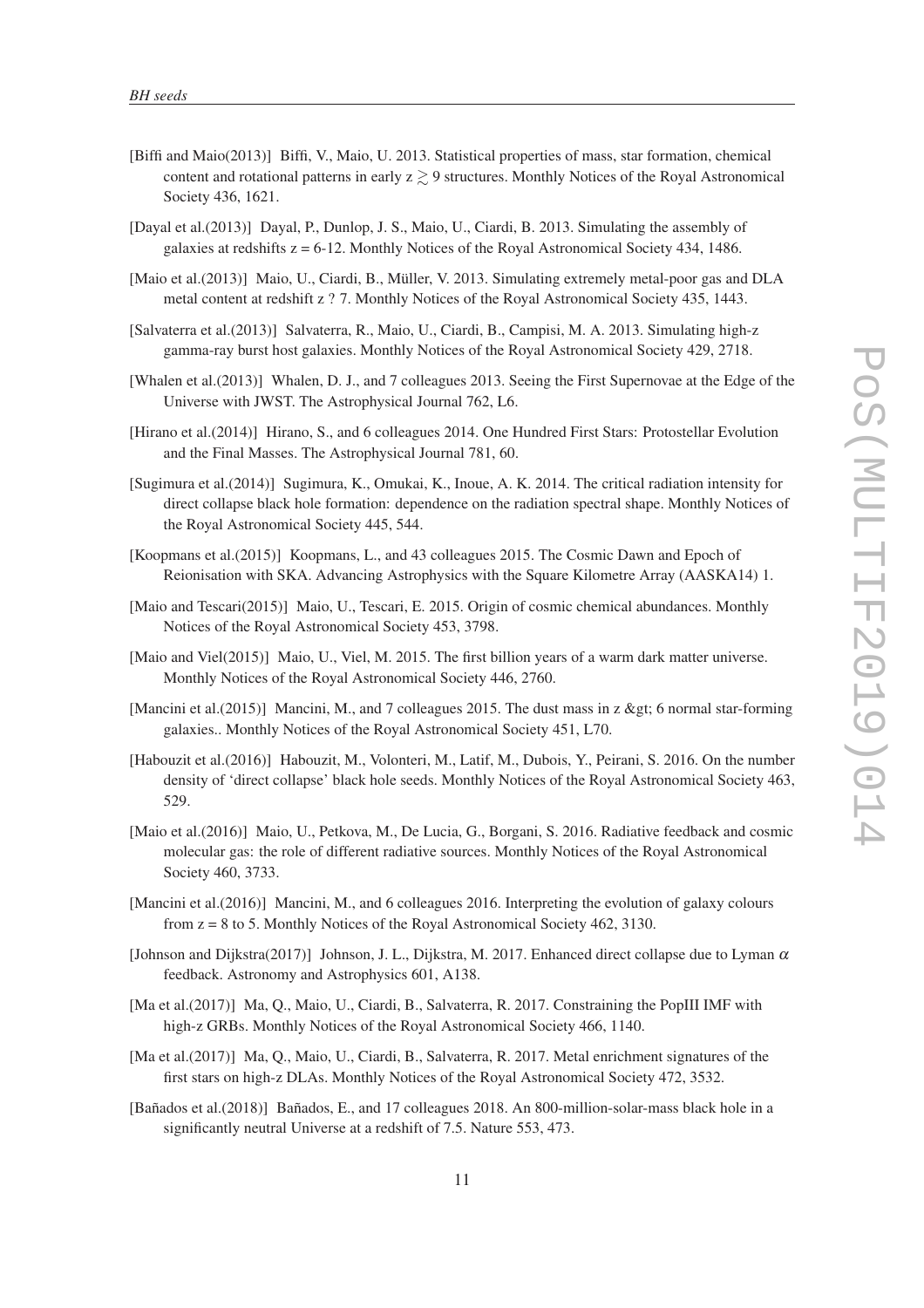[Biffi and Maio(2013)] Biffi, V., Maio, U. 2013. Statistical properties of mass, star formation, chemical content and rotational patterns in early z $\gtrsim$ 9 structures. Monthly Notices of the Royal Astronomical Society 436, 1621.

[Dayal et al.(2013)] Dayal, P., Dunlop, J. S., Maio, U., Ciardi, B. 2013. Simulating the assembly of galaxies at redshifts z = 6-12. Monthly Notices of the Royal Astronomical Society 434, 1486.

[Maio et al.(2013)] Maio, U., Ciardi, B., Müller, V. 2013. Simulating extremely metal-poor gas and DLA metal content at redshift z ? 7. Monthly Notices of the Royal Astronomical Society 435, 1443.

[Salvaterra et al.(2013)] Salvaterra, R., Maio, U., Ciardi, B., Campisi, M. A. 2013. Simulating high-z gamma-ray burst host galaxies. Monthly Notices of the Royal Astronomical Society 429, 2718.

[Whalen et al.(2013)] Whalen, D. J., and 7 colleagues 2013. Seeing the First Supernovae at the Edge of the Universe with JWST. The Astrophysical Journal 762, L6.

[Hirano et al.(2014)] Hirano, S., and 6 colleagues 2014. One Hundred First Stars: Protostellar Evolution and the Final Masses. The Astrophysical Journal 781, 60.

[Sugimura et al.(2014)] Sugimura, K., Omukai, K., Inoue, A. K. 2014. The critical radiation intensity for direct collapse black hole formation: dependence on the radiation spectral shape. Monthly Notices of the Royal Astronomical Society 445, 544.

[Koopmans et al.(2015)] Koopmans, L., and 43 colleagues 2015. The Cosmic Dawn and Epoch of Reionisation with SKA. Advancing Astrophysics with the Square Kilometre Array (AASKA14) 1.

[Maio and Tescari(2015)] Maio, U., Tescari, E. 2015. Origin of cosmic chemical abundances. Monthly Notices of the Royal Astronomical Society 453, 3798.

[Maio and Viel(2015)] Maio, U., Viel, M. 2015. The first billion years of a warm dark matter universe. Monthly Notices of the Royal Astronomical Society 446, 2760.

[Mancini et al.(2015)] Mancini, M., and 7 colleagues 2015. The dust mass in z &gt; 6 normal star-forming galaxies.. Monthly Notices of the Royal Astronomical Society 451, L70.

[Habouzit et al.(2016)] Habouzit, M., Volonteri, M., Latif, M., Dubois, Y., Peirani, S. 2016. On the number density of 'direct collapse' black hole seeds. Monthly Notices of the Royal Astronomical Society 463, 529.

[Maio et al.(2016)] Maio, U., Petkova, M., De Lucia, G., Borgani, S. 2016. Radiative feedback and cosmic molecular gas: the role of different radiative sources. Monthly Notices of the Royal Astronomical Society 460, 3733.

[Mancini et al.(2016)] Mancini, M., and 6 colleagues 2016. Interpreting the evolution of galaxy colours from z = 8 to 5. Monthly Notices of the Royal Astronomical Society 462, 3130.

[Johnson and Dijkstra(2017)] Johnson, J. L., Dijkstra, M. 2017. Enhanced direct collapse due to Lyman $\alpha$ feedback. Astronomy and Astrophysics 601, A138.

[Ma et al.(2017)] Ma, Q., Maio, U., Ciardi, B., Salvaterra, R. 2017. Constraining the PopIII IMF with high-z GRBs. Monthly Notices of the Royal Astronomical Society 466, 1140.

[Ma et al.(2017)] Ma, Q., Maio, U., Ciardi, B., Salvaterra, R. 2017. Metal enrichment signatures of the first stars on high-z DLAs. Monthly Notices of the Royal Astronomical Society 472, 3532.

[Bañados et al.(2018)] Bañados, E., and 17 colleagues 2018. An 800-million-solar-mass black hole in a significantly neutral Universe at a redshift of 7.5. Nature 553, 473.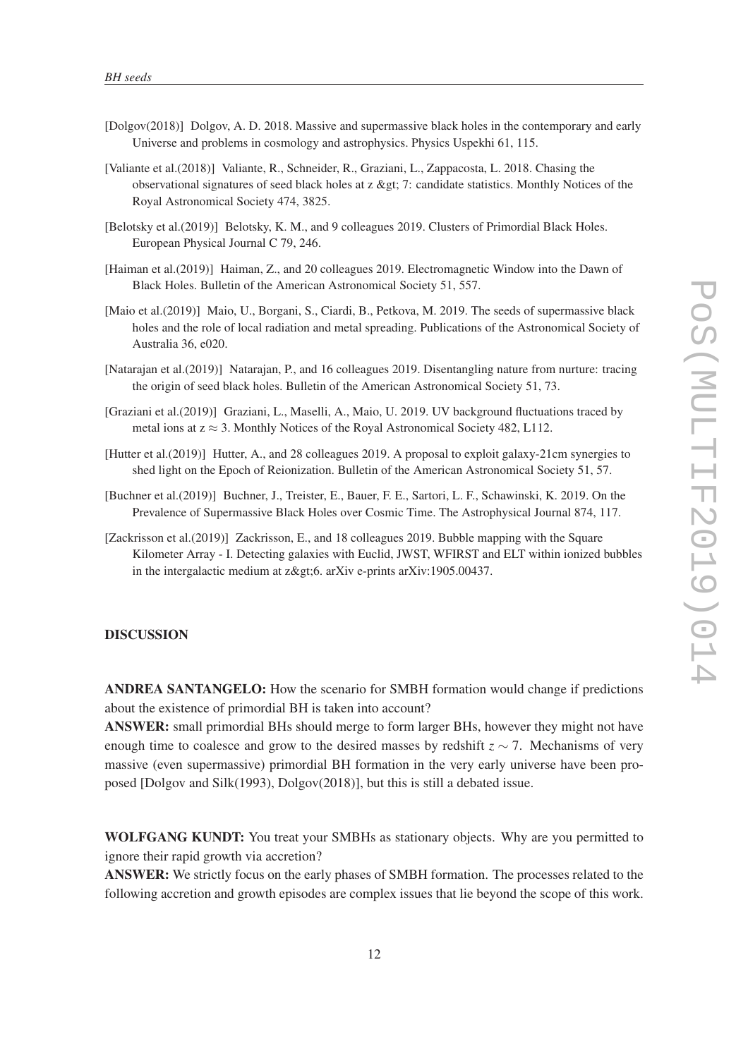[Dolgov(2018)] Dolgov, A. D. 2018. Massive and supermassive black holes in the contemporary and early Universe and problems in cosmology and astrophysics. Physics Uspekhi 61, 115.

[Valiante et al.(2018)] Valiante, R., Schneider, R., Graziani, L., Zappacosta, L. 2018. Chasing the observational signatures of seed black holes at z &gt; 7: candidate statistics. Monthly Notices of the Royal Astronomical Society 474, 3825.

[Belotsky et al.(2019)] Belotsky, K. M., and 9 colleagues 2019. Clusters of Primordial Black Holes. European Physical Journal C 79, 246.

[Haiman et al.(2019)] Haiman, Z., and 20 colleagues 2019. Electromagnetic Window into the Dawn of Black Holes. Bulletin of the American Astronomical Society 51, 557.

[Maio et al.(2019)] Maio, U., Borgani, S., Ciardi, B., Petkova, M. 2019. The seeds of supermassive black holes and the role of local radiation and metal spreading. Publications of the Astronomical Society of Australia 36, e020.

[Natarajan et al.(2019)] Natarajan, P., and 16 colleagues 2019. Disentangling nature from nurture: tracing the origin of seed black holes. Bulletin of the American Astronomical Society 51, 73.

[Graziani et al.(2019)] Graziani, L., Maselli, A., Maio, U. 2019. UV background fluctuations traced by metal ions at $z \approx 3$. Monthly Notices of the Royal Astronomical Society 482, L112.

[Hutter et al.(2019)] Hutter, A., and 28 colleagues 2019. A proposal to exploit galaxy-21cm synergies to shed light on the Epoch of Reionization. Bulletin of the American Astronomical Society 51, 57.

[Buchner et al.(2019)] Buchner, J., Treister, E., Bauer, F. E., Sartori, L. F., Schawinski, K. 2019. On the Prevalence of Supermassive Black Holes over Cosmic Time. The Astrophysical Journal 874, 117.

[Zackrisson et al.(2019)] Zackrisson, E., and 18 colleagues 2019. Bubble mapping with the Square Kilometer Array - I. Detecting galaxies with Euclid, JWST, WFIRST and ELT within ionized bubbles in the intergalactic medium at z&gt;6. arXiv e-prints arXiv:1905.00437.

## DISCUSSION

**ANDREA SANTANGELO:** How the scenario for SMBH formation would change if predictions about the existence of primordial BH is taken into account?
**ANSWER:** small primordial BHs should merge to form larger BHs, however they might not have enough time to coalesce and grow to the desired masses by redshift $z \sim 7$. Mechanisms of very massive (even supermassive) primordial BH formation in the very early universe have been proposed [Dolgov and Silk(1993), Dolgov(2018)], but this is still a debated issue.

**WOLFGANG KUNDT:** You treat your SMBHs as stationary objects. Why are you permitted to ignore their rapid growth via accretion?
**ANSWER:** We strictly focus on the early phases of SMBH formation. The processes related to the following accretion and growth episodes are complex issues that lie beyond the scope of this work.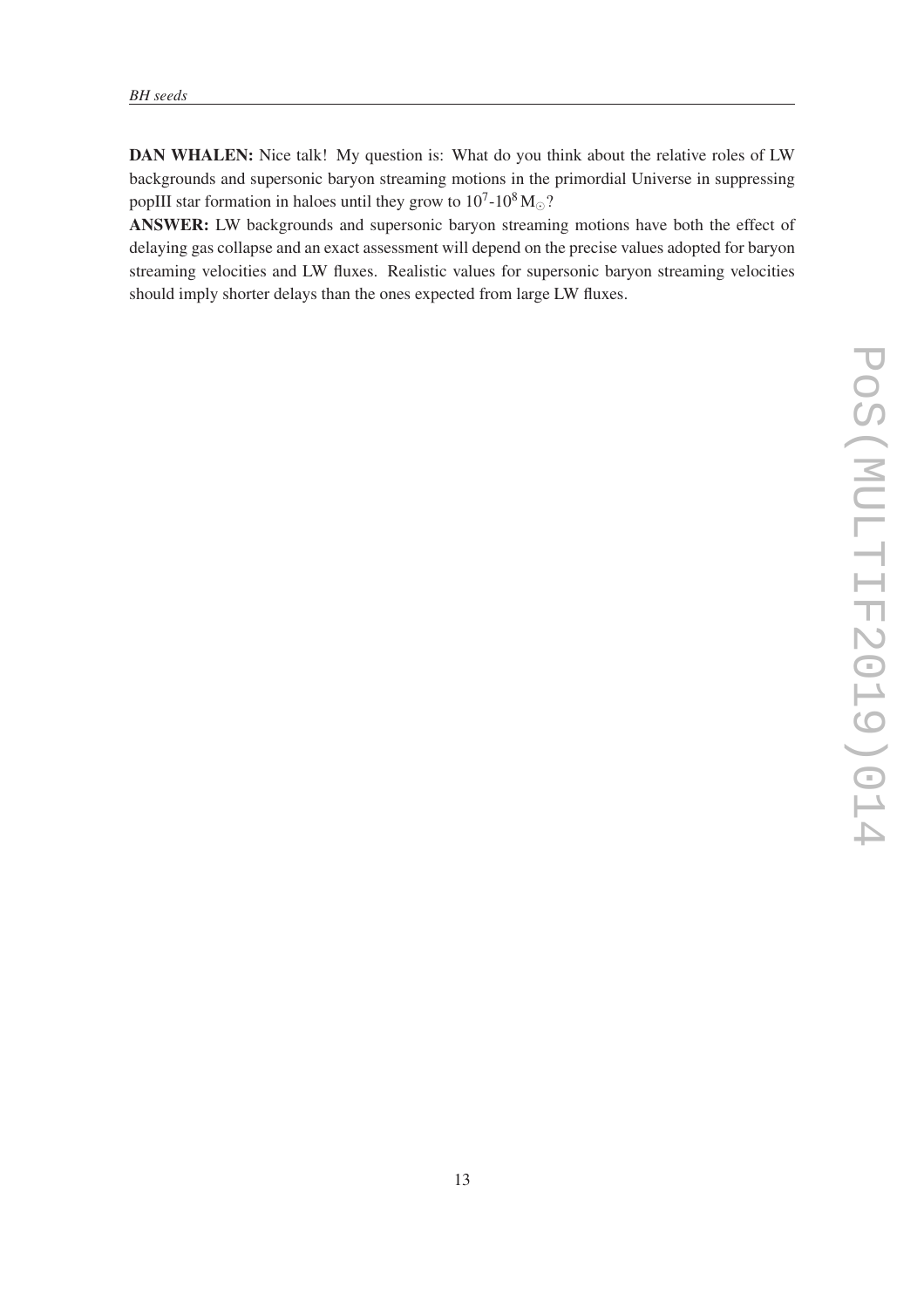**DAN WHALEN:** Nice talk! My question is: What do you think about the relative roles of LW backgrounds and supersonic baryon streaming motions in the primordial Universe in suppressing popIII star formation in haloes until they grow to $10^7$-$10^8\,M_{\odot}$?

**ANSWER:** LW backgrounds and supersonic baryon streaming motions have both the effect of delaying gas collapse and an exact assessment will depend on the precise values adopted for baryon streaming velocities and LW fluxes. Realistic values for supersonic baryon streaming velocities should imply shorter delays than the ones expected from large LW fluxes.